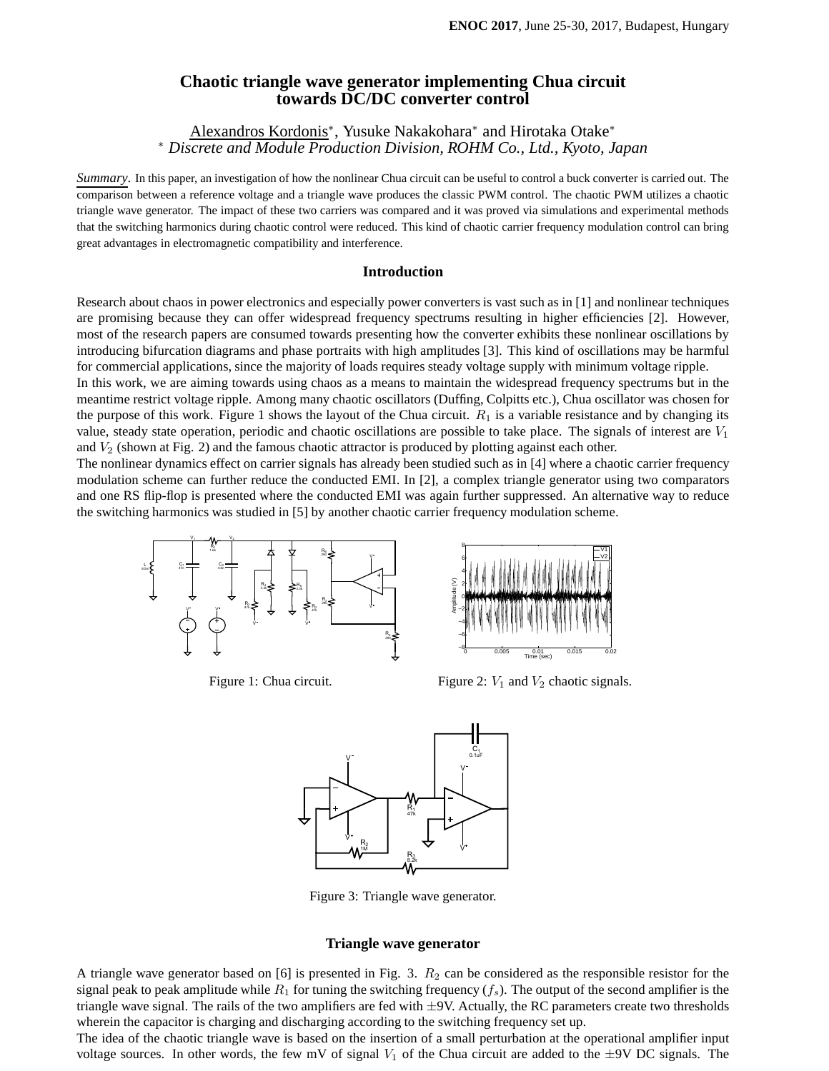# Chaotic triangle wave generator implementing Chua circuit towards DC/DC converter control

Alexandros Kordonis*, Yusuke Nakakohara* and Hirotaka Otake*

* *Discrete and Module Production Division, ROHM Co., Ltd., Kyoto, Japan*

***Summary***. In this paper, an investigation of how the nonlinear Chua circuit can be useful to control a buck converter is carried out. The comparison between a reference voltage and a triangle wave produces the classic PWM control. The chaotic PWM utilizes a chaotic triangle wave generator. The impact of these two carriers was compared and it was proved via simulations and experimental methods that the switching harmonics during chaotic control were reduced. This kind of chaotic carrier frequency modulation control can bring great advantages in electromagnetic compatibility and interference.

## Introduction

Research about chaos in power electronics and especially power converters is vast such as in [1] and nonlinear techniques are promising because they can offer widespread frequency spectrums resulting in higher efficiencies [2]. However, most of the research papers are consumed towards presenting how the converter exhibits these nonlinear oscillations by introducing bifurcation diagrams and phase portraits with high amplitudes [3]. This kind of oscillations may be harmful for commercial applications, since the majority of loads requires steady voltage supply with minimum voltage ripple.

In this work, we are aiming towards using chaos as a means to maintain the widespread frequency spectrums but in the meantime restrict voltage ripple. Among many chaotic oscillators (Duffing, Colpitts etc.), Chua oscillator was chosen for the purpose of this work. Figure 1 shows the layout of the Chua circuit. $R_1$ is a variable resistance and by changing its value, steady state operation, periodic and chaotic oscillations are possible to take place. The signals of interest are $V_1$ and $V_2$ (shown at Fig. 2) and the famous chaotic attractor is produced by plotting against each other.

The nonlinear dynamics effect on carrier signals has already been studied such as in [4] where a chaotic carrier frequency modulation scheme can further reduce the conducted EMI. In [2], a complex triangle generator using two comparators and one RS flip-flop is presented where the conducted EMI was again further suppressed. An alternative way to reduce the switching harmonics was studied in [5] by another chaotic carrier frequency modulation scheme.

Figure 1: Chua circuit.

Figure 2: $V_1$ and $V_2$ chaotic signals.

Figure 3: Triangle wave generator.

## Triangle wave generator

A triangle wave generator based on [6] is presented in Fig. 3. $R_2$ can be considered as the responsible resistor for the signal peak to peak amplitude while $R_1$ for tuning the switching frequency ($f_s$). The output of the second amplifier is the triangle wave signal. The rails of the two amplifiers are fed with $\pm$9V. Actually, the RC parameters create two thresholds wherein the capacitor is charging and discharging according to the switching frequency set up.

The idea of the chaotic triangle wave is based on the insertion of a small perturbation at the operational amplifier input voltage sources. In other words, the few mV of signal $V_1$ of the Chua circuit are added to the $\pm$9V DC signals. The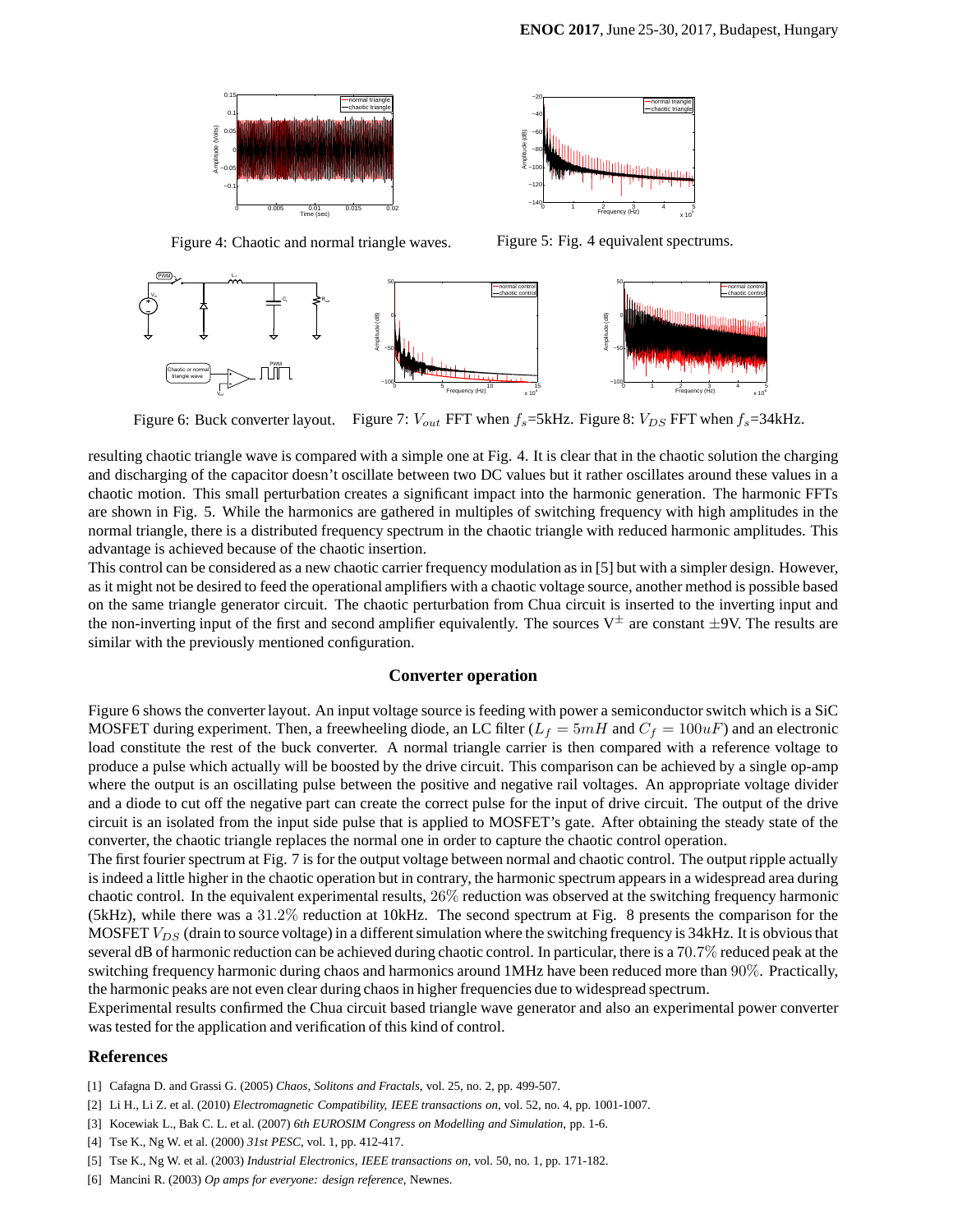Figure 4: Chaotic and normal triangle waves.

Figure 5: Fig. 4 equivalent spectrums.

Figure 6: Buck converter layout.

Figure 7: $V_{out}$ FFT when $f_s$=5kHz.

Figure 8: $V_{DS}$ FFT when $f_s$=34kHz.

resulting chaotic triangle wave is compared with a simple one at Fig. 4. It is clear that in the chaotic solution the charging and discharging of the capacitor doesn't oscillate between two DC values but it rather oscillates around these values in a chaotic motion. This small perturbation creates a significant impact into the harmonic generation. The harmonic FFTs are shown in Fig. 5. While the harmonics are gathered in multiples of switching frequency with high amplitudes in the normal triangle, there is a distributed frequency spectrum in the chaotic triangle with reduced harmonic amplitudes. This advantage is achieved because of the chaotic insertion.

This control can be considered as a new chaotic carrier frequency modulation as in [5] but with a simpler design. However, as it might not be desired to feed the operational amplifiers with a chaotic voltage source, another method is possible based on the same triangle generator circuit. The chaotic perturbation from Chua circuit is inserted to the inverting input and the non-inverting input of the first and second amplifier equivalently. The sources $V^{\pm}$ are constant $\pm$9V. The results are similar with the previously mentioned configuration.

## Converter operation

Figure 6 shows the converter layout. An input voltage source is feeding with power a semiconductor switch which is a SiC MOSFET during experiment. Then, a freewheeling diode, an LC filter ($L_f = 5mH$ and $C_f = 100uF$) and an electronic load constitute the rest of the buck converter. A normal triangle carrier is then compared with a reference voltage to produce a pulse which actually will be boosted by the drive circuit. This comparison can be achieved by a single op-amp where the output is an oscillating pulse between the positive and negative rail voltages. An appropriate voltage divider and a diode to cut off the negative part can create the correct pulse for the input of drive circuit. The output of the drive circuit is an isolated from the input side pulse that is applied to MOSFET's gate. After obtaining the steady state of the converter, the chaotic triangle replaces the normal one in order to capture the chaotic control operation.

The first fourier spectrum at Fig. 7 is for the output voltage between normal and chaotic control. The output ripple actually is indeed a little higher in the chaotic operation but in contrary, the harmonic spectrum appears in a widespread area during chaotic control. In the equivalent experimental results, $26\%$ reduction was observed at the switching frequency harmonic (5kHz), while there was a $31.2\%$ reduction at 10kHz. The second spectrum at Fig. 8 presents the comparison for the MOSFET $V_{DS}$ (drain to source voltage) in a different simulation where the switching frequency is 34kHz. It is obvious that several dB of harmonic reduction can be achieved during chaotic control. In particular, there is a $70.7\%$ reduced peak at the switching frequency harmonic during chaos and harmonics around 1MHz have been reduced more than $90\%$. Practically, the harmonic peaks are not even clear during chaos in higher frequencies due to widespread spectrum.

Experimental results confirmed the Chua circuit based triangle wave generator and also an experimental power converter was tested for the application and verification of this kind of control.

## References

[1] Cafagna D. and Grassi G. (2005) *Chaos, Solitons and Fractals*, vol. 25, no. 2, pp. 499-507.

[2] Li H., Li Z. et al. (2010) *Electromagnetic Compatibility, IEEE transactions on*, vol. 52, no. 4, pp. 1001-1007.

[3] Kocewiak L., Bak C. L. et al. (2007) *6th EUROSIM Congress on Modelling and Simulation*, pp. 1-6.

[4] Tse K., Ng W. et al. (2000) *31st PESC*, vol. 1, pp. 412-417.

[5] Tse K., Ng W. et al. (2003) *Industrial Electronics, IEEE transactions on*, vol. 50, no. 1, pp. 171-182.

[6] Mancini R. (2003) *Op amps for everyone: design reference*, Newnes.